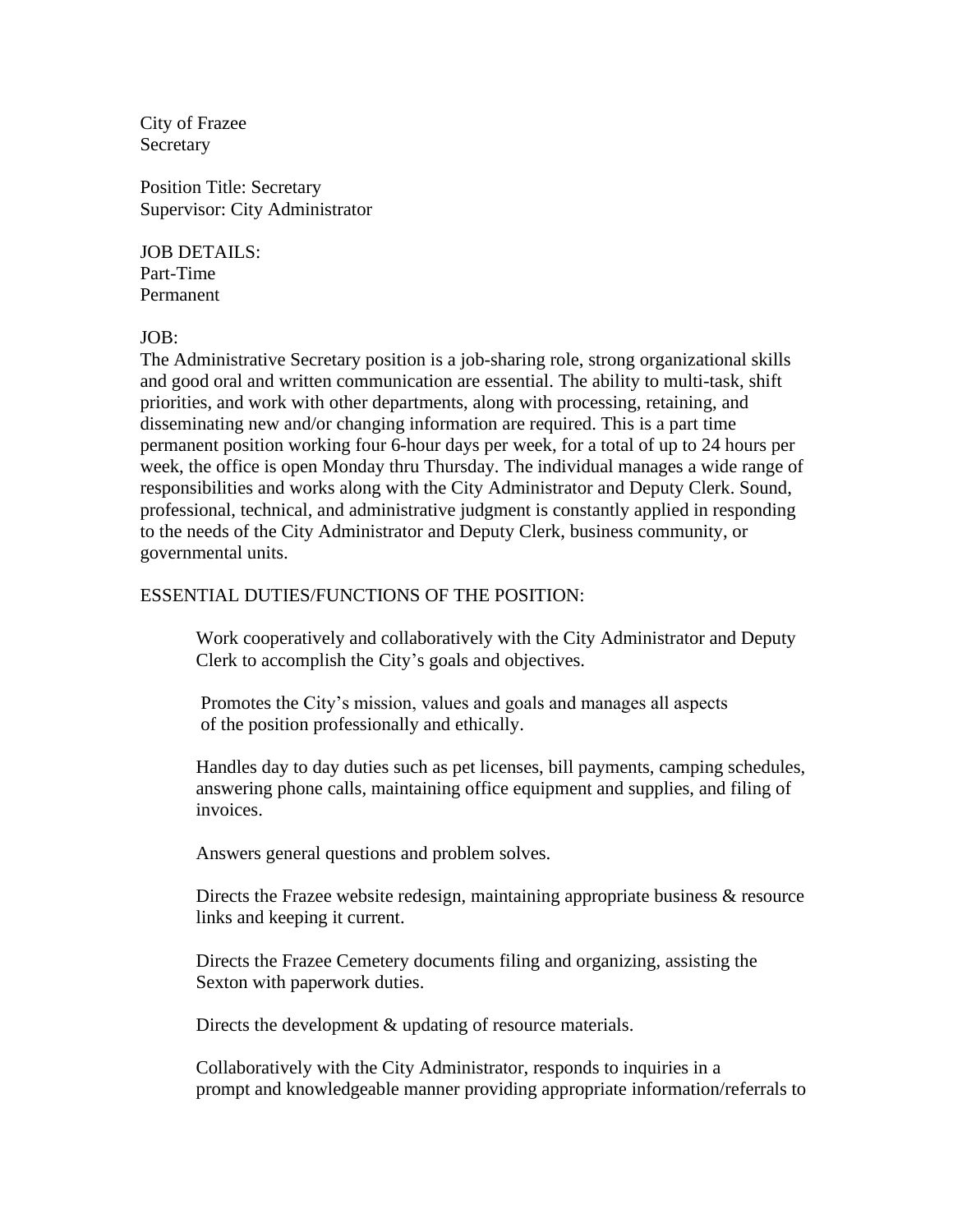City of Frazee
Secretary

Position Title: Secretary
Supervisor: City Administrator

JOB DETAILS:
Part-Time
Permanent

JOB:
The Administrative Secretary position is a job-sharing role, strong organizational skills and good oral and written communication are essential. The ability to multi-task, shift priorities, and work with other departments, along with processing, retaining, and disseminating new and/or changing information are required. This is a part time permanent position working four 6-hour days per week, for a total of up to 24 hours per week, the office is open Monday thru Thursday. The individual manages a wide range of responsibilities and works along with the City Administrator and Deputy Clerk. Sound, professional, technical, and administrative judgment is constantly applied in responding to the needs of the City Administrator and Deputy Clerk, business community, or governmental units.

ESSENTIAL DUTIES/FUNCTIONS OF THE POSITION:

Work cooperatively and collaboratively with the City Administrator and Deputy Clerk to accomplish the City's goals and objectives.

Promotes the City's mission, values and goals and manages all aspects of the position professionally and ethically.

Handles day to day duties such as pet licenses, bill payments, camping schedules, answering phone calls, maintaining office equipment and supplies, and filing of invoices.

Answers general questions and problem solves.

Directs the Frazee website redesign, maintaining appropriate business & resource links and keeping it current.

Directs the Frazee Cemetery documents filing and organizing, assisting the Sexton with paperwork duties.

Directs the development & updating of resource materials.

Collaboratively with the City Administrator, responds to inquiries in a prompt and knowledgeable manner providing appropriate information/referrals to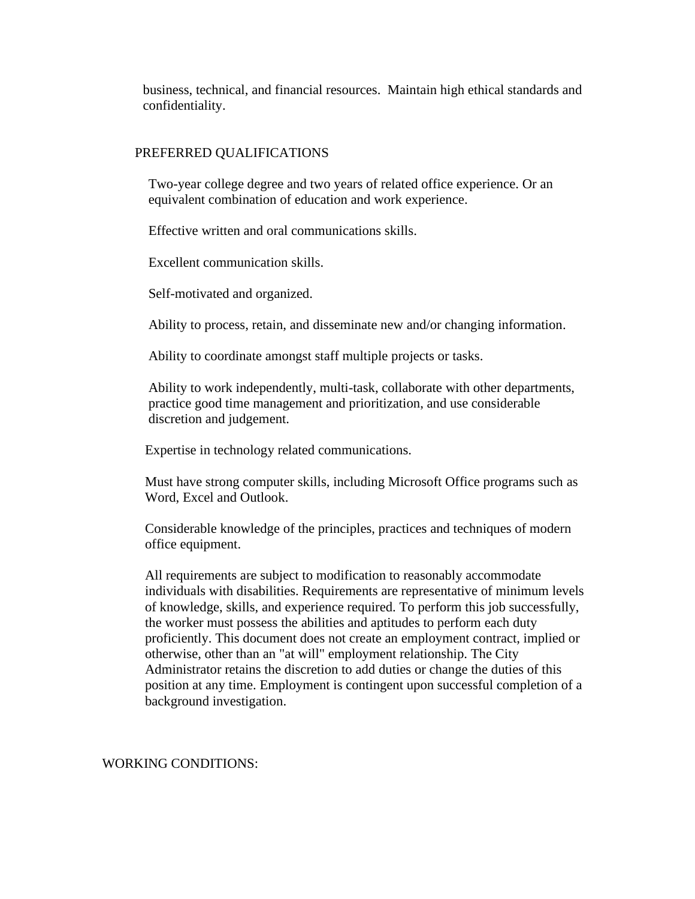business, technical, and financial resources. Maintain high ethical standards and confidentiality.

## PREFERRED QUALIFICATIONS

Two-year college degree and two years of related office experience. Or an equivalent combination of education and work experience.

Effective written and oral communications skills.

Excellent communication skills.

Self-motivated and organized.

Ability to process, retain, and disseminate new and/or changing information.

Ability to coordinate amongst staff multiple projects or tasks.

Ability to work independently, multi-task, collaborate with other departments, practice good time management and prioritization, and use considerable discretion and judgement.

Expertise in technology related communications.

Must have strong computer skills, including Microsoft Office programs such as Word, Excel and Outlook.

Considerable knowledge of the principles, practices and techniques of modern office equipment.

All requirements are subject to modification to reasonably accommodate individuals with disabilities. Requirements are representative of minimum levels of knowledge, skills, and experience required. To perform this job successfully, the worker must possess the abilities and aptitudes to perform each duty proficiently. This document does not create an employment contract, implied or otherwise, other than an "at will" employment relationship. The City Administrator retains the discretion to add duties or change the duties of this position at any time. Employment is contingent upon successful completion of a background investigation.

## WORKING CONDITIONS: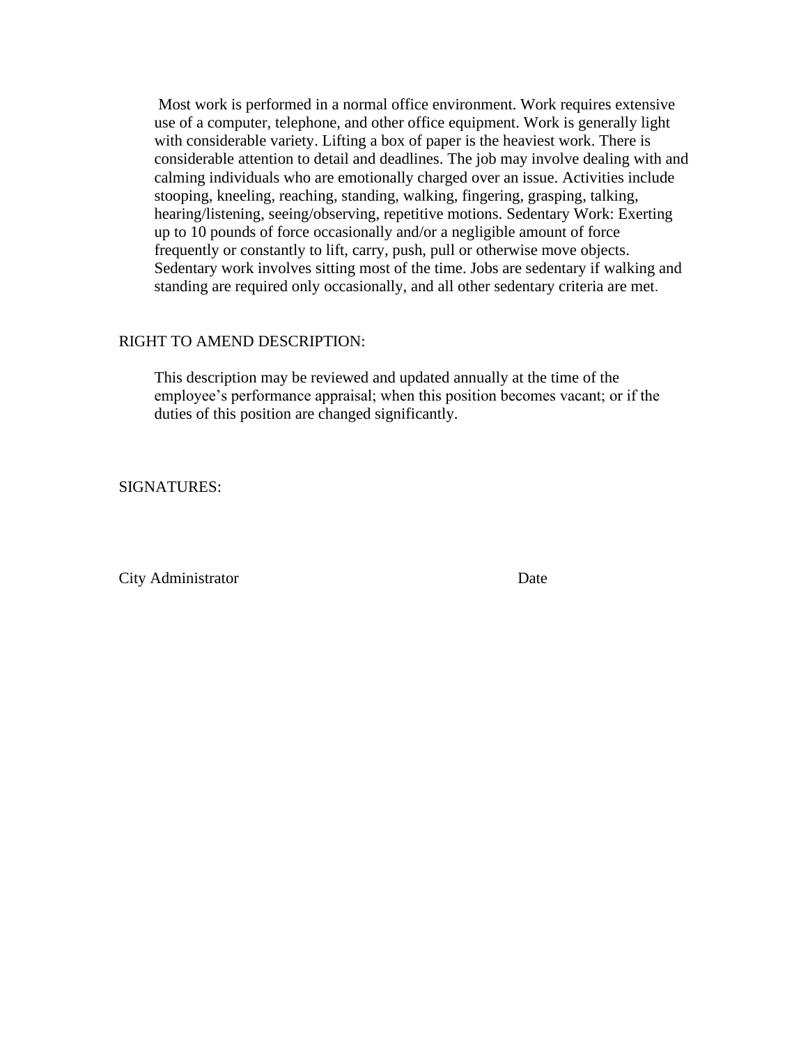Most work is performed in a normal office environment. Work requires extensive use of a computer, telephone, and other office equipment. Work is generally light with considerable variety. Lifting a box of paper is the heaviest work. There is considerable attention to detail and deadlines. The job may involve dealing with and calming individuals who are emotionally charged over an issue. Activities include stooping, kneeling, reaching, standing, walking, fingering, grasping, talking, hearing/listening, seeing/observing, repetitive motions. Sedentary Work: Exerting up to 10 pounds of force occasionally and/or a negligible amount of force frequently or constantly to lift, carry, push, pull or otherwise move objects. Sedentary work involves sitting most of the time. Jobs are sedentary if walking and standing are required only occasionally, and all other sedentary criteria are met.

RIGHT TO AMEND DESCRIPTION:

This description may be reviewed and updated annually at the time of the employee's performance appraisal; when this position becomes vacant; or if the duties of this position are changed significantly.

SIGNATURES:

City Administrator                                        Date